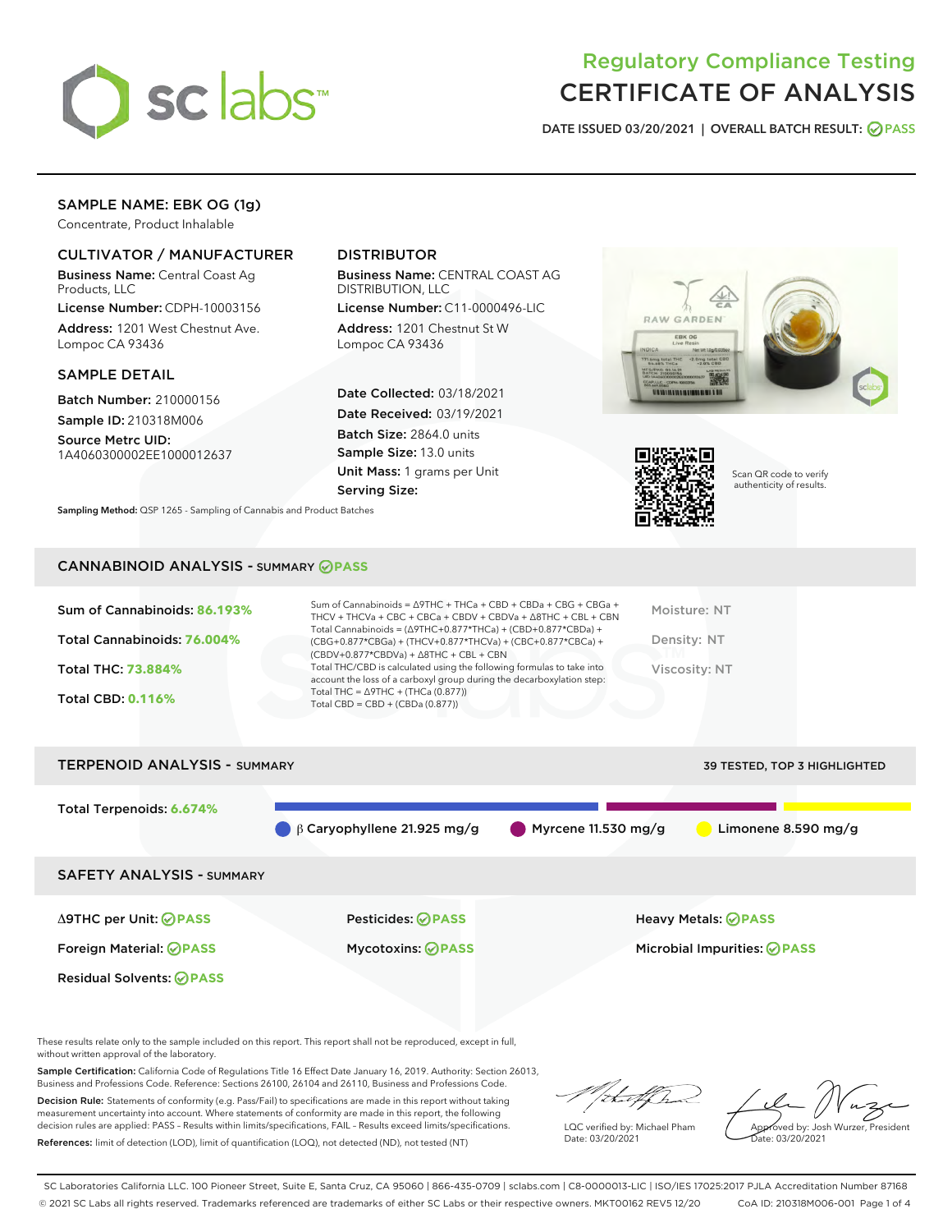# Regulatory Compliance Testing
# CERTIFICATE OF ANALYSIS

DATE ISSUED 03/20/2021 | OVERALL BATCH RESULT: PASS

## SAMPLE NAME: EBK OG (1g)

Concentrate, Product Inhalable

### CULTIVATOR / MANUFACTURER

**Business Name:** Central Coast Ag Products, LLC
**License Number:** CDPH-10003156
**Address:** 1201 West Chestnut Ave. Lompoc CA 93436

### DISTRIBUTOR

**Business Name:** CENTRAL COAST AG DISTRIBUTION, LLC
**License Number:** C11-0000496-LIC
**Address:** 1201 Chestnut St W Lompoc CA 93436

### SAMPLE DETAIL

**Batch Number:** 210000156
**Sample ID:** 210318M006
**Source Metrc UID:** 1A4060300002EE1000012637

**Date Collected:** 03/18/2021
**Date Received:** 03/19/2021
**Batch Size:** 2864.0 units
**Sample Size:** 13.0 units
**Unit Mass:** 1 grams per Unit
**Serving Size:**

**Sampling Method:** QSP 1265 - Sampling of Cannabis and Product Batches

Scan QR code to verify authenticity of results.

## CANNABINOID ANALYSIS - SUMMARY PASS

Sum of Cannabinoids: **86.193%**
Total Cannabinoids: **76.004%**
Total THC: **73.884%**
Total CBD: **0.116%**

Sum of Cannabinoids = Δ9THC + THCa + CBD + CBDa + CBG + CBGa + THCV + THCVa + CBC + CBCa + CBDV + CBDVa + Δ8THC + CBL + CBN
Total Cannabinoids = (Δ9THC+0.877*THCa) + (CBD+0.877*CBDa) + (CBG+0.877*CBGa) + (THCV+0.877*THCVa) + (CBC+0.877*CBCa) + (CBDV+0.877*CBDVa) + Δ8THC + CBL + CBN
Total THC/CBD is calculated using the following formulas to take into account the loss of a carboxyl group during the decarboxylation step:
Total THC = Δ9THC + (THCa (0.877))
Total CBD = CBD + (CBDa (0.877))

Moisture: NT
Density: NT
Viscosity: NT

## TERPENOID ANALYSIS - SUMMARY

39 TESTED, TOP 3 HIGHLIGHTED

Total Terpenoids: **6.674%**

β Caryophyllene 21.925 mg/g | Myrcene 11.530 mg/g | Limonene 8.590 mg/g

## SAFETY ANALYSIS - SUMMARY

Δ9THC per Unit: PASS
Pesticides: PASS
Heavy Metals: PASS
Foreign Material: PASS
Mycotoxins: PASS
Microbial Impurities: PASS
Residual Solvents: PASS

These results relate only to the sample included on this report. This report shall not be reproduced, except in full, without written approval of the laboratory.

**Sample Certification:** California Code of Regulations Title 16 Effect Date January 16, 2019. Authority: Section 26013, Business and Professions Code. Reference: Sections 26100, 26104 and 26110, Business and Professions Code.

**Decision Rule:** Statements of conformity (e.g. Pass/Fail) to specifications are made in this report without taking measurement uncertainty into account. Where statements of conformity are made in this report, the following decision rules are applied: PASS – Results within limits/specifications, FAIL – Results exceed limits/specifications.

**References:** limit of detection (LOD), limit of quantification (LOQ), not detected (ND), not tested (NT)

LQC verified by: Michael Pham
Date: 03/20/2021

Approved by: Josh Wurzer, President
Date: 03/20/2021

SC Laboratories California LLC. 100 Pioneer Street, Suite E, Santa Cruz, CA 95060 | 866-435-0709 | sclabs.com | C8-0000013-LIC | ISO/IES 17025:2017 PJLA Accreditation Number 87168
© 2021 SC Labs all rights reserved. Trademarks referenced are trademarks of either SC Labs or their respective owners. MKT00162 REV5 12/20 CoA ID: 210318M006-001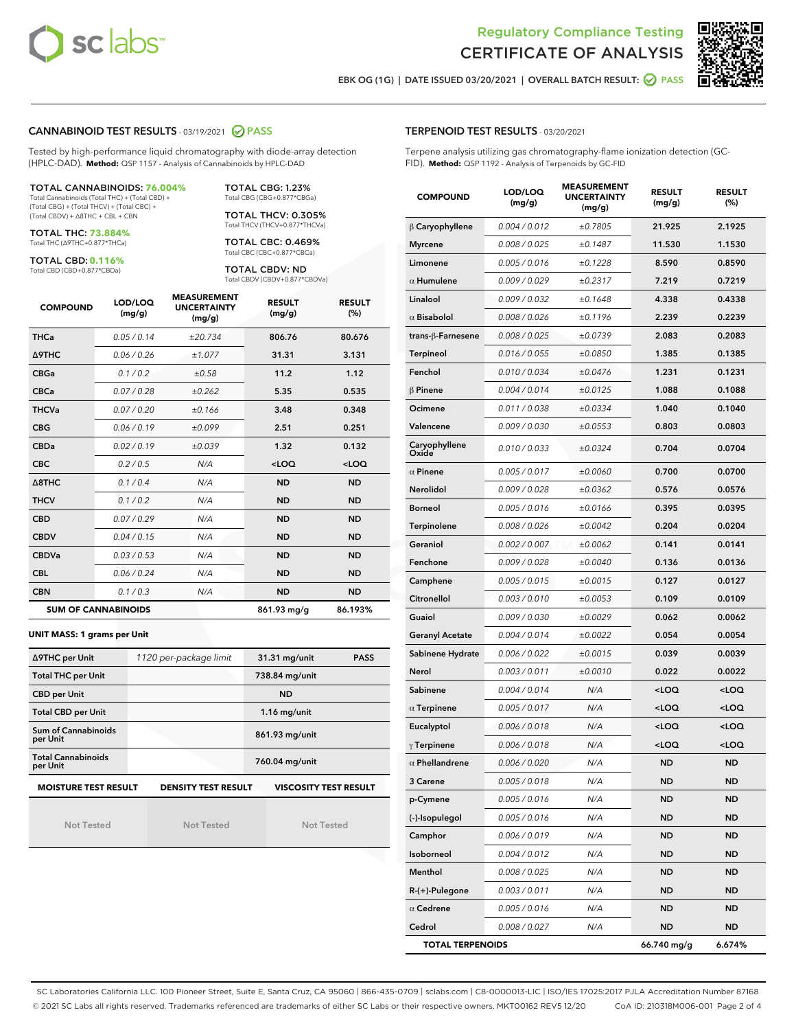Regulatory Compliance Testing
# CERTIFICATE OF ANALYSIS

EBK OG (1G) | DATE ISSUED 03/20/2021 | OVERALL BATCH RESULT: PASS

## CANNABINOID TEST RESULTS - 03/19/2021 PASS

Tested by high-performance liquid chromatography with diode-array detection (HPLC-DAD). **Method:** QSP 1157 - Analysis of Cannabinoids by HPLC-DAD

**TOTAL CANNABINOIDS: 76.004%**
Total Cannabinoids (Total THC) + (Total CBD) + (Total CBG) + (Total THCV) + (Total CBC) + (Total CBDV) + Δ8THC + CBL + CBN

**TOTAL THC: 73.884%**
Total THC (Δ9THC+0.877*THCa)

**TOTAL CBD: 0.116%**
Total CBD (CBD+0.877*CBDa)

**TOTAL CBG: 1.23%**
Total CBG (CBG+0.877*CBGa)

**TOTAL THCV: 0.305%**
Total THCV (THCV+0.877*THCVa)

**TOTAL CBC: 0.469%**
Total CBC (CBC+0.877*CBCa)

**TOTAL CBDV: ND**
Total CBDV (CBDV+0.877*CBDVa)

| COMPOUND | LOD/LOQ (mg/g) | MEASUREMENT UNCERTAINTY (mg/g) | RESULT (mg/g) | RESULT (%) |
|---|---|---|---|---|
| THCa | 0.05 / 0.14 | ±20.734 | 806.76 | 80.676 |
| Δ9THC | 0.06 / 0.26 | ±1.077 | 31.31 | 3.131 |
| CBGa | 0.1 / 0.2 | ±0.58 | 11.2 | 1.12 |
| CBCa | 0.07 / 0.28 | ±0.262 | 5.35 | 0.535 |
| THCVa | 0.07 / 0.20 | ±0.166 | 3.48 | 0.348 |
| CBG | 0.06 / 0.19 | ±0.099 | 2.51 | 0.251 |
| CBDa | 0.02 / 0.19 | ±0.039 | 1.32 | 0.132 |
| CBC | 0.2 / 0.5 | N/A | <LOQ | <LOQ |
| Δ8THC | 0.1 / 0.4 | N/A | ND | ND |
| THCV | 0.1 / 0.2 | N/A | ND | ND |
| CBD | 0.07 / 0.29 | N/A | ND | ND |
| CBDV | 0.04 / 0.15 | N/A | ND | ND |
| CBDVa | 0.03 / 0.53 | N/A | ND | ND |
| CBL | 0.06 / 0.24 | N/A | ND | ND |
| CBN | 0.1 / 0.3 | N/A | ND | ND |
| **SUM OF CANNABINOIDS** | | | **861.93 mg/g** | **86.193%** |

**UNIT MASS: 1 grams per Unit**

| | | | |
|---|---|---|---|
| Δ9THC per Unit | 1120 per-package limit | 31.31 mg/unit | PASS |
| Total THC per Unit | | 738.84 mg/unit | |
| CBD per Unit | | ND | |
| Total CBD per Unit | | 1.16 mg/unit | |
| Sum of Cannabinoids per Unit | | 861.93 mg/unit | |
| Total Cannabinoids per Unit | | 760.04 mg/unit | |

| MOISTURE TEST RESULT | DENSITY TEST RESULT | VISCOSITY TEST RESULT |
|---|---|---|
| Not Tested | Not Tested | Not Tested |

## TERPENOID TEST RESULTS - 03/20/2021

Terpene analysis utilizing gas chromatography-flame ionization detection (GC-FID). **Method:** QSP 1192 - Analysis of Terpenoids by GC-FID

| COMPOUND | LOD/LOQ (mg/g) | MEASUREMENT UNCERTAINTY (mg/g) | RESULT (mg/g) | RESULT (%) |
|---|---|---|---|---|
| β Caryophyllene | 0.004 / 0.012 | ±0.7805 | 21.925 | 2.1925 |
| Myrcene | 0.008 / 0.025 | ±0.1487 | 11.530 | 1.1530 |
| Limonene | 0.005 / 0.016 | ±0.1228 | 8.590 | 0.8590 |
| α Humulene | 0.009 / 0.029 | ±0.2317 | 7.219 | 0.7219 |
| Linalool | 0.009 / 0.032 | ±0.1648 | 4.338 | 0.4338 |
| α Bisabolol | 0.008 / 0.026 | ±0.1196 | 2.239 | 0.2239 |
| trans-β-Farnesene | 0.008 / 0.025 | ±0.0739 | 2.083 | 0.2083 |
| Terpineol | 0.016 / 0.055 | ±0.0850 | 1.385 | 0.1385 |
| Fenchol | 0.010 / 0.034 | ±0.0476 | 1.231 | 0.1231 |
| β Pinene | 0.004 / 0.014 | ±0.0125 | 1.088 | 0.1088 |
| Ocimene | 0.011 / 0.038 | ±0.0334 | 1.040 | 0.1040 |
| Valencene | 0.009 / 0.030 | ±0.0553 | 0.803 | 0.0803 |
| Caryophyllene Oxide | 0.010 / 0.033 | ±0.0324 | 0.704 | 0.0704 |
| α Pinene | 0.005 / 0.017 | ±0.0060 | 0.700 | 0.0700 |
| Nerolidol | 0.009 / 0.028 | ±0.0362 | 0.576 | 0.0576 |
| Borneol | 0.005 / 0.016 | ±0.0166 | 0.395 | 0.0395 |
| Terpinolene | 0.008 / 0.026 | ±0.0042 | 0.204 | 0.0204 |
| Geraniol | 0.002 / 0.007 | ±0.0062 | 0.141 | 0.0141 |
| Fenchone | 0.009 / 0.028 | ±0.0040 | 0.136 | 0.0136 |
| Camphene | 0.005 / 0.015 | ±0.0015 | 0.127 | 0.0127 |
| Citronellol | 0.003 / 0.010 | ±0.0053 | 0.109 | 0.0109 |
| Guaiol | 0.009 / 0.030 | ±0.0029 | 0.062 | 0.0062 |
| Geranyl Acetate | 0.004 / 0.014 | ±0.0022 | 0.054 | 0.0054 |
| Sabinene Hydrate | 0.006 / 0.022 | ±0.0015 | 0.039 | 0.0039 |
| Nerol | 0.003 / 0.011 | ±0.0010 | 0.022 | 0.0022 |
| Sabinene | 0.004 / 0.014 | N/A | <LOQ | <LOQ |
| α Terpinene | 0.005 / 0.017 | N/A | <LOQ | <LOQ |
| Eucalyptol | 0.006 / 0.018 | N/A | <LOQ | <LOQ |
| γ Terpinene | 0.006 / 0.018 | N/A | <LOQ | <LOQ |
| α Phellandrene | 0.006 / 0.020 | N/A | ND | ND |
| 3 Carene | 0.005 / 0.018 | N/A | ND | ND |
| p-Cymene | 0.005 / 0.016 | N/A | ND | ND |
| (-)-Isopulegol | 0.005 / 0.016 | N/A | ND | ND |
| Camphor | 0.006 / 0.019 | N/A | ND | ND |
| Isoborneol | 0.004 / 0.012 | N/A | ND | ND |
| Menthol | 0.008 / 0.025 | N/A | ND | ND |
| R-(+)-Pulegone | 0.003 / 0.011 | N/A | ND | ND |
| α Cedrene | 0.005 / 0.016 | N/A | ND | ND |
| Cedrol | 0.008 / 0.027 | N/A | ND | ND |
| **TOTAL TERPENOIDS** | | | **66.740 mg/g** | **6.674%** |

SC Laboratories California LLC. 100 Pioneer Street, Suite E, Santa Cruz, CA 95060 | 866-435-0709 | sclabs.com | C8-0000013-LIC | ISO/IES 17025:2017 PJLA Accreditation Number 87168
© 2021 SC Labs all rights reserved. Trademarks referenced are trademarks of either SC Labs or their respective owners. MKT00162 REV5 12/20 CoA ID: 210318M006-001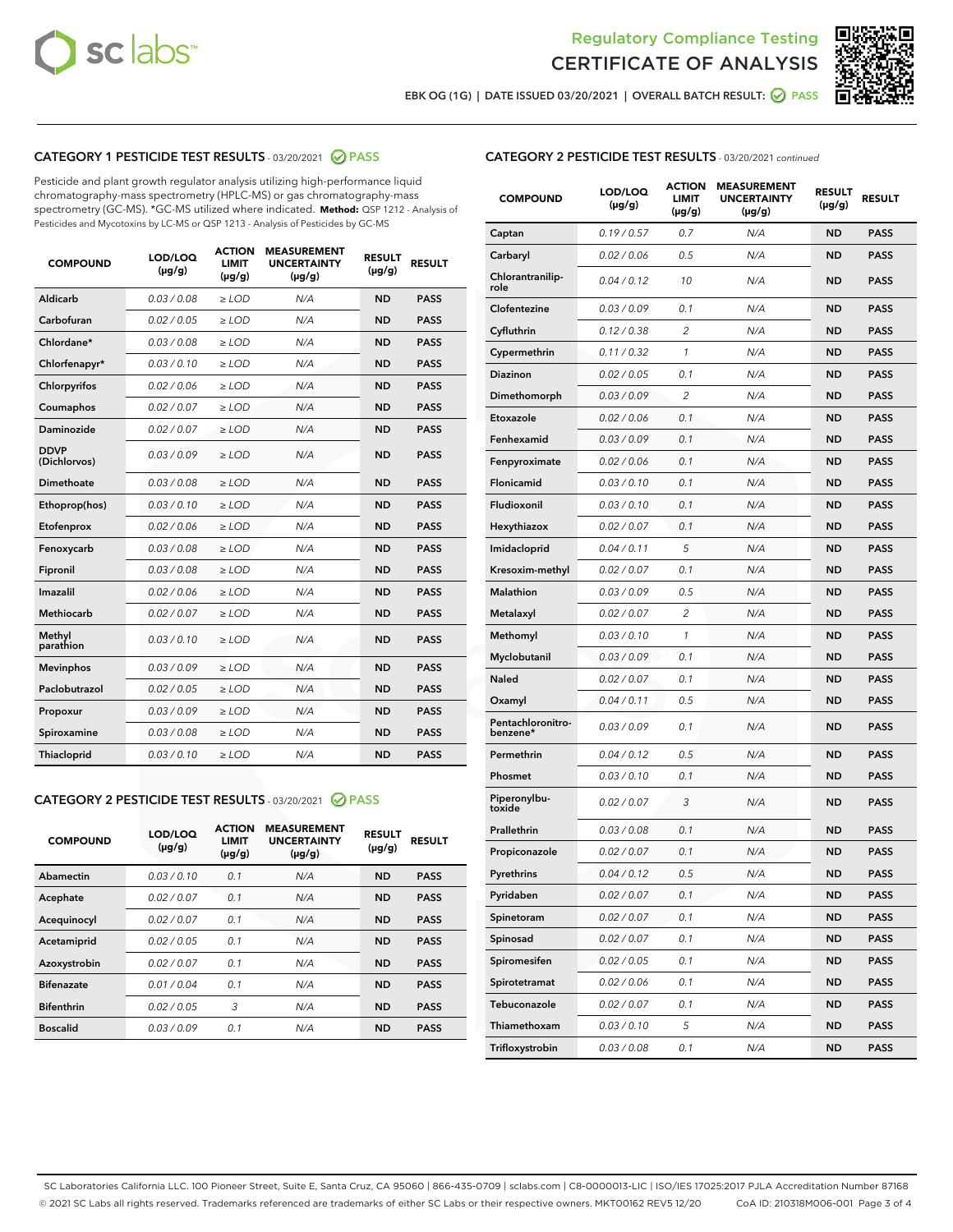Regulatory Compliance Testing
CERTIFICATE OF ANALYSIS

EBK OG (1G) | DATE ISSUED 03/20/2021 | OVERALL BATCH RESULT: PASS

## CATEGORY 1 PESTICIDE TEST RESULTS - 03/20/2021 PASS

Pesticide and plant growth regulator analysis utilizing high-performance liquid chromatography-mass spectrometry (HPLC-MS) or gas chromatography-mass spectrometry (GC-MS). *GC-MS utilized where indicated. **Method:** QSP 1212 - Analysis of Pesticides and Mycotoxins by LC-MS or QSP 1213 - Analysis of Pesticides by GC-MS

| COMPOUND | LOD/LOQ (µg/g) | ACTION LIMIT (µg/g) | MEASUREMENT UNCERTAINTY (µg/g) | RESULT (µg/g) | RESULT |
|---|---|---|---|---|---|
| Aldicarb | 0.03 / 0.08 | ≥ LOD | N/A | ND | PASS |
| Carbofuran | 0.02 / 0.05 | ≥ LOD | N/A | ND | PASS |
| Chlordane* | 0.03 / 0.08 | ≥ LOD | N/A | ND | PASS |
| Chlorfenapyr* | 0.03 / 0.10 | ≥ LOD | N/A | ND | PASS |
| Chlorpyrifos | 0.02 / 0.06 | ≥ LOD | N/A | ND | PASS |
| Coumaphos | 0.02 / 0.07 | ≥ LOD | N/A | ND | PASS |
| Daminozide | 0.02 / 0.07 | ≥ LOD | N/A | ND | PASS |
| DDVP (Dichlorvos) | 0.03 / 0.09 | ≥ LOD | N/A | ND | PASS |
| Dimethoate | 0.03 / 0.08 | ≥ LOD | N/A | ND | PASS |
| Ethoprop(hos) | 0.03 / 0.10 | ≥ LOD | N/A | ND | PASS |
| Etofenprox | 0.02 / 0.06 | ≥ LOD | N/A | ND | PASS |
| Fenoxycarb | 0.03 / 0.08 | ≥ LOD | N/A | ND | PASS |
| Fipronil | 0.03 / 0.08 | ≥ LOD | N/A | ND | PASS |
| Imazalil | 0.02 / 0.06 | ≥ LOD | N/A | ND | PASS |
| Methiocarb | 0.02 / 0.07 | ≥ LOD | N/A | ND | PASS |
| Methyl parathion | 0.03 / 0.10 | ≥ LOD | N/A | ND | PASS |
| Mevinphos | 0.03 / 0.09 | ≥ LOD | N/A | ND | PASS |
| Paclobutrazol | 0.02 / 0.05 | ≥ LOD | N/A | ND | PASS |
| Propoxur | 0.03 / 0.09 | ≥ LOD | N/A | ND | PASS |
| Spiroxamine | 0.03 / 0.08 | ≥ LOD | N/A | ND | PASS |
| Thiacloprid | 0.03 / 0.10 | ≥ LOD | N/A | ND | PASS |

## CATEGORY 2 PESTICIDE TEST RESULTS - 03/20/2021 PASS

| COMPOUND | LOD/LOQ (µg/g) | ACTION LIMIT (µg/g) | MEASUREMENT UNCERTAINTY (µg/g) | RESULT (µg/g) | RESULT |
|---|---|---|---|---|---|
| Abamectin | 0.03 / 0.10 | 0.1 | N/A | ND | PASS |
| Acephate | 0.02 / 0.07 | 0.1 | N/A | ND | PASS |
| Acequinocyl | 0.02 / 0.07 | 0.1 | N/A | ND | PASS |
| Acetamiprid | 0.02 / 0.05 | 0.1 | N/A | ND | PASS |
| Azoxystrobin | 0.02 / 0.07 | 0.1 | N/A | ND | PASS |
| Bifenazate | 0.01 / 0.04 | 0.1 | N/A | ND | PASS |
| Bifenthrin | 0.02 / 0.05 | 3 | N/A | ND | PASS |
| Boscalid | 0.03 / 0.09 | 0.1 | N/A | ND | PASS |
| Captan | 0.19 / 0.57 | 0.7 | N/A | ND | PASS |
| Carbaryl | 0.02 / 0.06 | 0.5 | N/A | ND | PASS |
| Chlorantraniliprole | 0.04 / 0.12 | 10 | N/A | ND | PASS |
| Clofentezine | 0.03 / 0.09 | 0.1 | N/A | ND | PASS |
| Cyfluthrin | 0.12 / 0.38 | 2 | N/A | ND | PASS |
| Cypermethrin | 0.11 / 0.32 | 1 | N/A | ND | PASS |
| Diazinon | 0.02 / 0.05 | 0.1 | N/A | ND | PASS |
| Dimethomorph | 0.03 / 0.09 | 2 | N/A | ND | PASS |
| Etoxazole | 0.02 / 0.06 | 0.1 | N/A | ND | PASS |
| Fenhexamid | 0.03 / 0.09 | 0.1 | N/A | ND | PASS |
| Fenpyroximate | 0.02 / 0.06 | 0.1 | N/A | ND | PASS |
| Flonicamid | 0.03 / 0.10 | 0.1 | N/A | ND | PASS |
| Fludioxonil | 0.03 / 0.10 | 0.1 | N/A | ND | PASS |
| Hexythiazox | 0.02 / 0.07 | 0.1 | N/A | ND | PASS |
| Imidacloprid | 0.04 / 0.11 | 5 | N/A | ND | PASS |
| Kresoxim-methyl | 0.02 / 0.07 | 0.1 | N/A | ND | PASS |
| Malathion | 0.03 / 0.09 | 0.5 | N/A | ND | PASS |
| Metalaxyl | 0.02 / 0.07 | 2 | N/A | ND | PASS |
| Methomyl | 0.03 / 0.10 | 1 | N/A | ND | PASS |
| Myclobutanil | 0.03 / 0.09 | 0.1 | N/A | ND | PASS |
| Naled | 0.02 / 0.07 | 0.1 | N/A | ND | PASS |
| Oxamyl | 0.04 / 0.11 | 0.5 | N/A | ND | PASS |
| Pentachloronitrobenzene* | 0.03 / 0.09 | 0.1 | N/A | ND | PASS |
| Permethrin | 0.04 / 0.12 | 0.5 | N/A | ND | PASS |
| Phosmet | 0.03 / 0.10 | 0.1 | N/A | ND | PASS |
| Piperonylbutoxide | 0.02 / 0.07 | 3 | N/A | ND | PASS |
| Prallethrin | 0.03 / 0.08 | 0.1 | N/A | ND | PASS |
| Propiconazole | 0.02 / 0.07 | 0.1 | N/A | ND | PASS |
| Pyrethrins | 0.04 / 0.12 | 0.5 | N/A | ND | PASS |
| Pyridaben | 0.02 / 0.07 | 0.1 | N/A | ND | PASS |
| Spinetoram | 0.02 / 0.07 | 0.1 | N/A | ND | PASS |
| Spinosad | 0.02 / 0.07 | 0.1 | N/A | ND | PASS |
| Spiromesifen | 0.02 / 0.05 | 0.1 | N/A | ND | PASS |
| Spirotetramat | 0.02 / 0.06 | 0.1 | N/A | ND | PASS |
| Tebuconazole | 0.02 / 0.07 | 0.1 | N/A | ND | PASS |
| Thiamethoxam | 0.03 / 0.10 | 5 | N/A | ND | PASS |
| Trifloxystrobin | 0.03 / 0.08 | 0.1 | N/A | ND | PASS |

SC Laboratories California LLC. 100 Pioneer Street, Suite E, Santa Cruz, CA 95060 | 866-435-0709 | sclabs.com | C8-0000013-LIC | ISO/IES 17025:2017 PJLA Accreditation Number 87168
© 2021 SC Labs all rights reserved. Trademarks referenced are trademarks of either SC Labs or their respective owners. MKT00162 REV5 12/20 CoA ID: 210318M006-001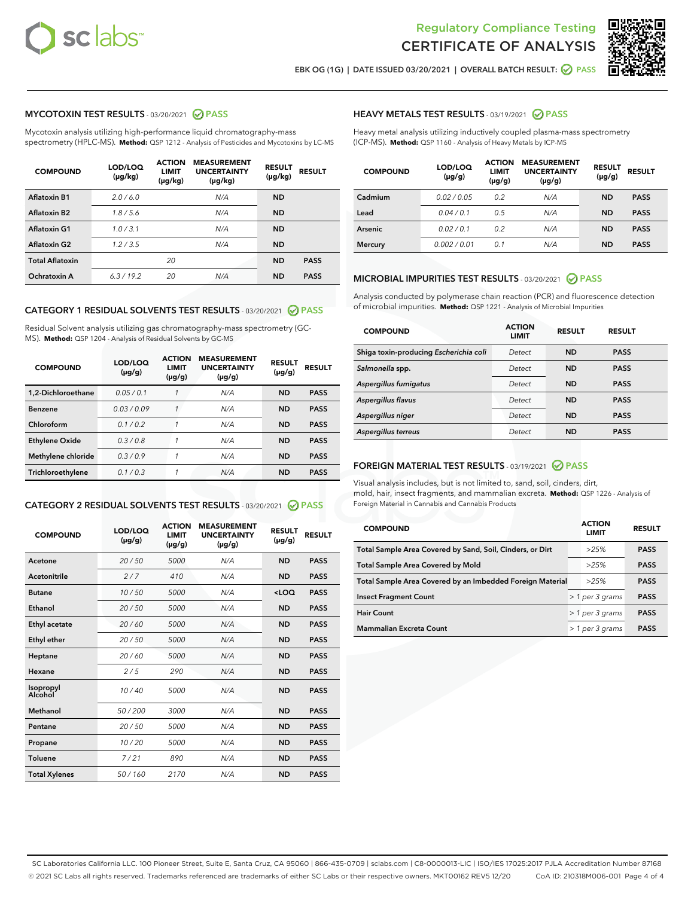Regulatory Compliance Testing
CERTIFICATE OF ANALYSIS

EBK OG (1G) | DATE ISSUED 03/20/2021 | OVERALL BATCH RESULT: PASS

## MYCOTOXIN TEST RESULTS - 03/20/2021 PASS

Mycotoxin analysis utilizing high-performance liquid chromatography-mass spectrometry (HPLC-MS). **Method:** QSP 1212 - Analysis of Pesticides and Mycotoxins by LC-MS

| COMPOUND | LOD/LOQ (μg/kg) | ACTION LIMIT (μg/kg) | MEASUREMENT UNCERTAINTY (μg/kg) | RESULT (μg/kg) | RESULT |
|---|---|---|---|---|---|
| Aflatoxin B1 | 2.0 / 6.0 | | N/A | ND | |
| Aflatoxin B2 | 1.8 / 5.6 | | N/A | ND | |
| Aflatoxin G1 | 1.0 / 3.1 | | N/A | ND | |
| Aflatoxin G2 | 1.2 / 3.5 | | N/A | ND | |
| Total Aflatoxin | | 20 | | ND | PASS |
| Ochratoxin A | 6.3 / 19.2 | 20 | N/A | ND | PASS |

## CATEGORY 1 RESIDUAL SOLVENTS TEST RESULTS - 03/20/2021 PASS

Residual Solvent analysis utilizing gas chromatography-mass spectrometry (GC-MS). **Method:** QSP 1204 - Analysis of Residual Solvents by GC-MS

| COMPOUND | LOD/LOQ (μg/g) | ACTION LIMIT (μg/g) | MEASUREMENT UNCERTAINTY (μg/g) | RESULT (μg/g) | RESULT |
|---|---|---|---|---|---|
| 1,2-Dichloroethane | 0.05 / 0.1 | 1 | N/A | ND | PASS |
| Benzene | 0.03 / 0.09 | 1 | N/A | ND | PASS |
| Chloroform | 0.1 / 0.2 | 1 | N/A | ND | PASS |
| Ethylene Oxide | 0.3 / 0.8 | 1 | N/A | ND | PASS |
| Methylene chloride | 0.3 / 0.9 | 1 | N/A | ND | PASS |
| Trichloroethylene | 0.1 / 0.3 | 1 | N/A | ND | PASS |

## CATEGORY 2 RESIDUAL SOLVENTS TEST RESULTS - 03/20/2021 PASS

| COMPOUND | LOD/LOQ (μg/g) | ACTION LIMIT (μg/g) | MEASUREMENT UNCERTAINTY (μg/g) | RESULT (μg/g) | RESULT |
|---|---|---|---|---|---|
| Acetone | 20 / 50 | 5000 | N/A | ND | PASS |
| Acetonitrile | 2 / 7 | 410 | N/A | ND | PASS |
| Butane | 10 / 50 | 5000 | N/A | <LOQ | PASS |
| Ethanol | 20 / 50 | 5000 | N/A | ND | PASS |
| Ethyl acetate | 20 / 60 | 5000 | N/A | ND | PASS |
| Ethyl ether | 20 / 50 | 5000 | N/A | ND | PASS |
| Heptane | 20 / 60 | 5000 | N/A | ND | PASS |
| Hexane | 2 / 5 | 290 | N/A | ND | PASS |
| Isopropyl Alcohol | 10 / 40 | 5000 | N/A | ND | PASS |
| Methanol | 50 / 200 | 3000 | N/A | ND | PASS |
| Pentane | 20 / 50 | 5000 | N/A | ND | PASS |
| Propane | 10 / 20 | 5000 | N/A | ND | PASS |
| Toluene | 7 / 21 | 890 | N/A | ND | PASS |
| Total Xylenes | 50 / 160 | 2170 | N/A | ND | PASS |

## HEAVY METALS TEST RESULTS - 03/19/2021 PASS

Heavy metal analysis utilizing inductively coupled plasma-mass spectrometry (ICP-MS). **Method:** QSP 1160 - Analysis of Heavy Metals by ICP-MS

| COMPOUND | LOD/LOQ (μg/g) | ACTION LIMIT (μg/g) | MEASUREMENT UNCERTAINTY (μg/g) | RESULT (μg/g) | RESULT |
|---|---|---|---|---|---|
| Cadmium | 0.02 / 0.05 | 0.2 | N/A | ND | PASS |
| Lead | 0.04 / 0.1 | 0.5 | N/A | ND | PASS |
| Arsenic | 0.02 / 0.1 | 0.2 | N/A | ND | PASS |
| Mercury | 0.002 / 0.01 | 0.1 | N/A | ND | PASS |

## MICROBIAL IMPURITIES TEST RESULTS - 03/20/2021 PASS

Analysis conducted by polymerase chain reaction (PCR) and fluorescence detection of microbial impurities. **Method:** QSP 1221 - Analysis of Microbial Impurities

| COMPOUND | ACTION LIMIT | RESULT | RESULT |
|---|---|---|---|
| *Shiga toxin-producing Escherichia coli* | Detect | ND | PASS |
| *Salmonella* spp. | Detect | ND | PASS |
| *Aspergillus fumigatus* | Detect | ND | PASS |
| *Aspergillus flavus* | Detect | ND | PASS |
| *Aspergillus niger* | Detect | ND | PASS |
| *Aspergillus terreus* | Detect | ND | PASS |

## FOREIGN MATERIAL TEST RESULTS - 03/19/2021 PASS

Visual analysis includes, but is not limited to, sand, soil, cinders, dirt, mold, hair, insect fragments, and mammalian excreta. **Method:** QSP 1226 - Analysis of Foreign Material in Cannabis and Cannabis Products

| COMPOUND | ACTION LIMIT | RESULT |
|---|---|---|
| Total Sample Area Covered by Sand, Soil, Cinders, or Dirt | >25% | PASS |
| Total Sample Area Covered by Mold | >25% | PASS |
| Total Sample Area Covered by an Imbedded Foreign Material | >25% | PASS |
| Insect Fragment Count | > 1 per 3 grams | PASS |
| Hair Count | > 1 per 3 grams | PASS |
| Mammalian Excreta Count | > 1 per 3 grams | PASS |

SC Laboratories California LLC. 100 Pioneer Street, Suite E, Santa Cruz, CA 95060 | 866-435-0709 | sclabs.com | C8-0000013-LIC | ISO/IES 17025:2017 PJLA Accreditation Number 87168
© 2021 SC Labs all rights reserved. Trademarks referenced are trademarks of either SC Labs or their respective owners. MKT00162 REV5 12/20 CoA ID: 210318M006-001